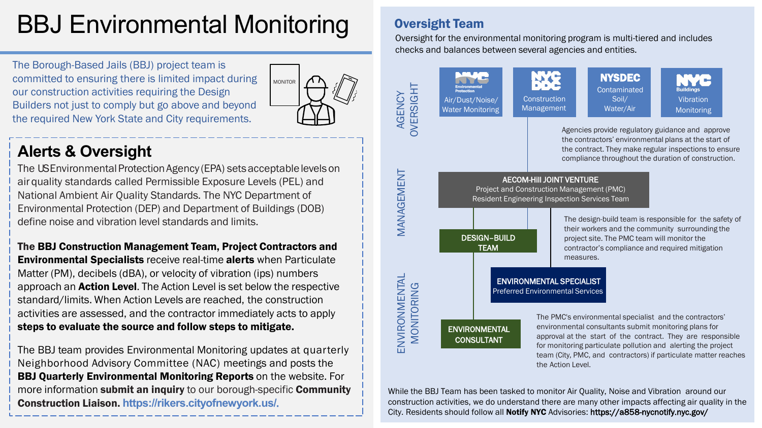# BBJ Environmental Monitoring

The Borough-Based Jails (BBJ) project team is committed to ensuring there is limited impact during our construction activities requiring the Design Builders not just to comply but go above and beyond the required New York State and City requirements.

MONITOR

## Alerts & Oversight

The US Environmental Protection Agency (EPA) sets acceptable levels on air quality standards called Permissible Exposure Levels (PEL) and National Ambient Air Quality Standards. The NYC Department of Environmental Protection (DEP) and Department of Buildings (DOB) define noise and vibration level standards and limits.

The **BBJ Construction Management Team, Project Contractors and Environmental Specialists** receive real-time **alerts** when Particulate Matter (PM), decibels (dBA), or velocity of vibration (ips) numbers approach an **Action Level**. The Action Level is set below the respective standard/limits. When Action Levels are reached, the construction activities are assessed, and the contractor immediately acts to apply **steps to evaluate the source and follow steps to mitigate.**

The BBJ team provides Environmental Monitoring updates at quarterly Neighborhood Advisory Committee (NAC) meetings and posts the **BBJ Quarterly Environmental Monitoring Reports** on the website. For more information **submit an inquiry** to our borough-specific **Community Construction Liaison.** https://rikers.cityofnewyork.us/.

## Oversight Team

Oversight for the environmental monitoring program is multi-tiered and includes checks and balances between several agencies and entities.

### AGENCY OVERSIGHT

- NYC Environmental Protection: Air/Dust/Noise/ Water Monitoring
- NYC DDC: Construction Management
- NYSDEC: Contaminated Soil/ Water/Air
- NYC Buildings: Vibration Monitoring

Agencies provide regulatory guidance and approve the contractors' environmental plans at the start of the contract. They make regular inspections to ensure compliance throughout the duration of construction.

### MANAGEMENT

**AECOM-Hill JOINT VENTURE**
Project and Construction Management (PMC)
Resident Engineering Inspection Services Team

**DESIGN-BUILD TEAM**

The design-build team is responsible for the safety of their workers and the community surrounding the project site. The PMC team will monitor the contractor's compliance and required mitigation measures.

### ENVIRONMENTAL MONITORING

**ENVIRONMENTAL SPECIALIST**
Preferred Environmental Services

**ENVIRONMENTAL CONSULTANT**

The PMC's environmental specialist and the contractors' environmental consultants submit monitoring plans for approval at the start of the contract. They are responsible for monitoring particulate pollution and alerting the project team (City, PMC, and contractors) if particulate matter reaches the Action Level.

While the BBJ Team has been tasked to monitor Air Quality, Noise and Vibration around our construction activities, we do understand there are many other impacts affecting air quality in the City. Residents should follow all **Notify NYC** Advisories: https://a858-nycnotify.nyc.gov/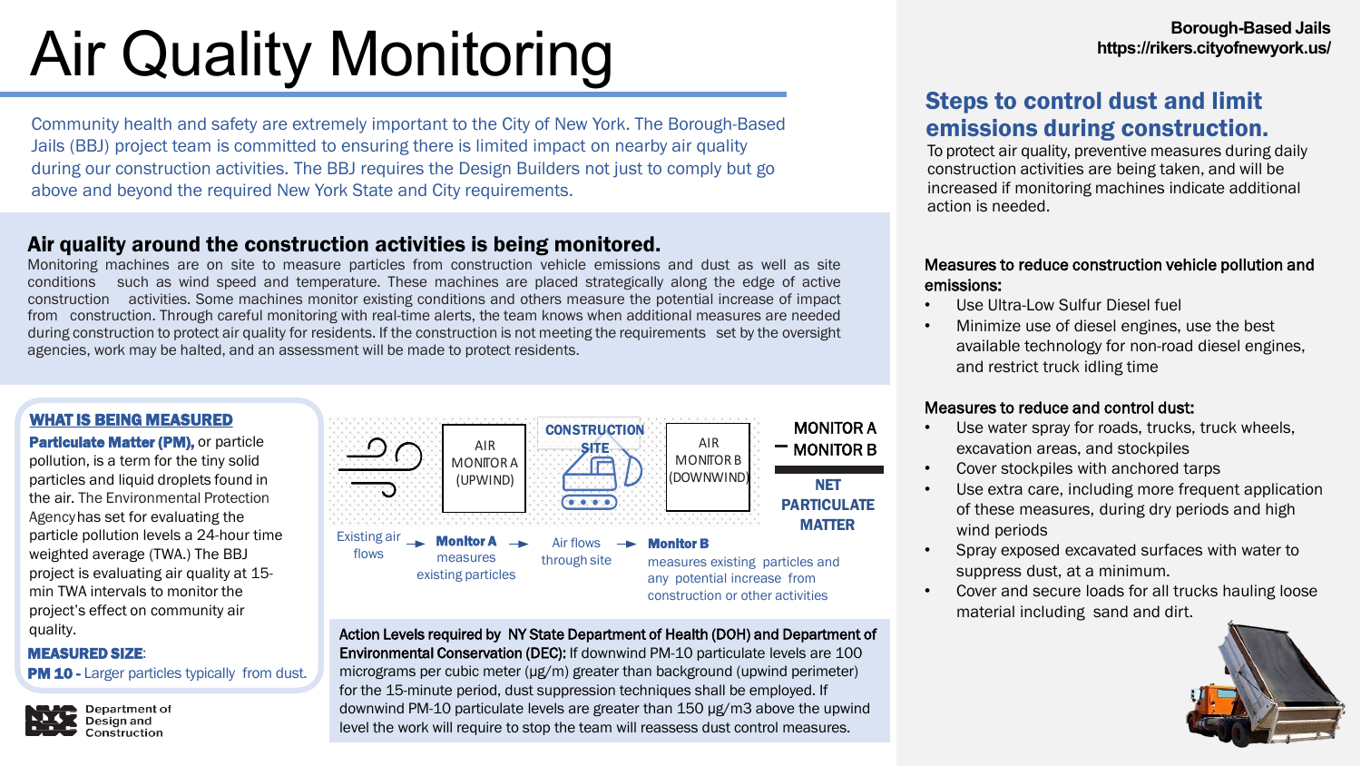# Air Quality Monitoring

**Borough-Based Jails**
**https://rikers.cityofnewyork.us/**

Community health and safety are extremely important to the City of New York. The Borough-Based Jails (BBJ) project team is committed to ensuring there is limited impact on nearby air quality during our construction activities. The BBJ requires the Design Builders not just to comply but go above and beyond the required New York State and City requirements.

## Air quality around the construction activities is being monitored.

Monitoring machines are on site to measure particles from construction vehicle emissions and dust as well as site conditions such as wind speed and temperature. These machines are placed strategically along the edge of active construction activities. Some machines monitor existing conditions and others measure the potential increase of impact from construction. Through careful monitoring with real-time alerts, the team knows when additional measures are needed during construction to protect air quality for residents. If the construction is not meeting the requirements set by the oversight agencies, work may be halted, and an assessment will be made to protect residents.

### WHAT IS BEING MEASURED

**Particulate Matter (PM),** or particle pollution, is a term for the tiny solid particles and liquid droplets found in the air. The Environmental Protection Agency has set for evaluating the particle pollution levels a 24-hour time weighted average (TWA.) The BBJ project is evaluating air quality at 15-min TWA intervals to monitor the project's effect on community air quality.

**MEASURED SIZE:**

**PM 10 -** Larger particles typically from dust.

AIR MONITOR A (UPWIND) | CONSTRUCTION SITE | AIR MONITOR B (DOWNWIND)

MONITOR A − MONITOR B = NET PARTICULATE MATTER

Existing air flows → **Monitor A** measures existing particles → Air flows through site → **Monitor B** measures existing particles and any potential increase from construction or other activities

**Action Levels required by NY State Department of Health (DOH) and Department of Environmental Conservation (DEC):** If downwind PM-10 particulate levels are 100 micrograms per cubic meter (µg/m) greater than background (upwind perimeter) for the 15-minute period, dust suppression techniques shall be employed. If downwind PM-10 particulate levels are greater than 150 µg/m3 above the upwind level the work will require to stop the team will reassess dust control measures.

Department of Design and Construction

## Steps to control dust and limit emissions during construction.

To protect air quality, preventive measures during daily construction activities are being taken, and will be increased if monitoring machines indicate additional action is needed.

**Measures to reduce construction vehicle pollution and emissions:**

- Use Ultra-Low Sulfur Diesel fuel
- Minimize use of diesel engines, use the best available technology for non-road diesel engines, and restrict truck idling time

**Measures to reduce and control dust:**

- Use water spray for roads, trucks, truck wheels, excavation areas, and stockpiles
- Cover stockpiles with anchored tarps
- Use extra care, including more frequent application of these measures, during dry periods and high wind periods
- Spray exposed excavated surfaces with water to suppress dust, at a minimum.
- Cover and secure loads for all trucks hauling loose material including sand and dirt.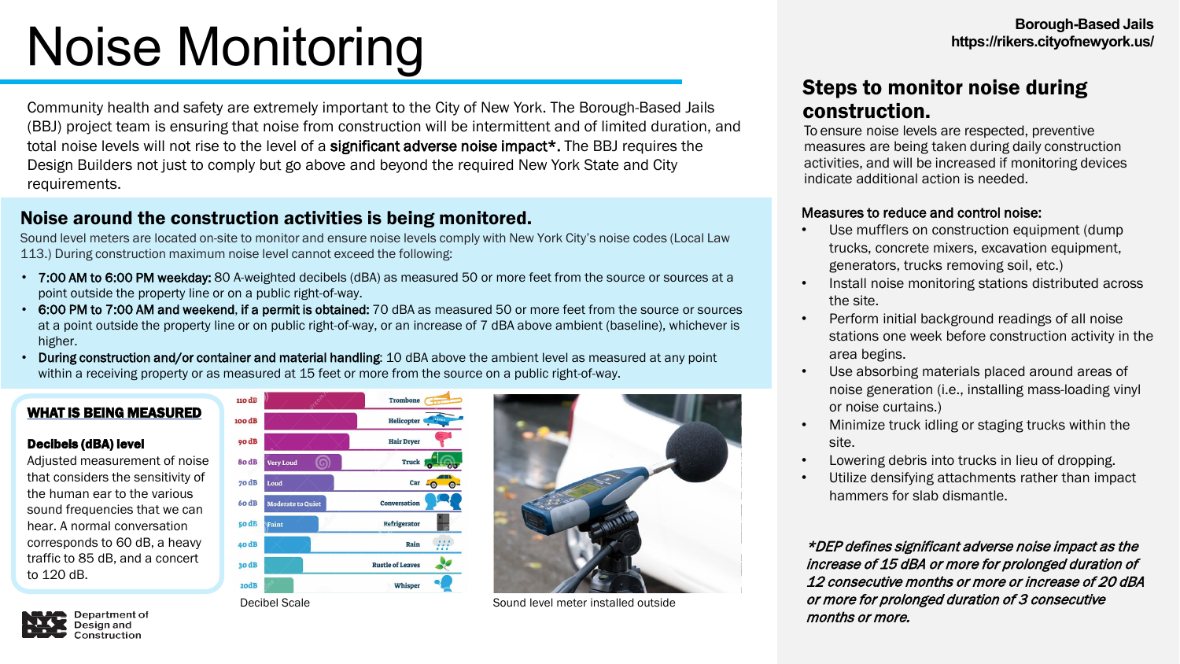# Noise Monitoring

**Borough-Based Jails**
**https://rikers.cityofnewyork.us/**

Community health and safety are extremely important to the City of New York. The Borough-Based Jails (BBJ) project team is ensuring that noise from construction will be intermittent and of limited duration, and total noise levels will not rise to the level of a **significant adverse noise impact***. The BBJ requires the Design Builders not just to comply but go above and beyond the required New York State and City requirements.

## Noise around the construction activities is being monitored.

Sound level meters are located on-site to monitor and ensure noise levels comply with New York City's noise codes (Local Law 113.) During construction maximum noise level cannot exceed the following:

- **7:00 AM to 6:00 PM weekday:** 80 A-weighted decibels (dBA) as measured 50 or more feet from the source or sources at a point outside the property line or on a public right-of-way.
- **6:00 PM to 7:00 AM and weekend, if a permit is obtained:** 70 dBA as measured 50 or more feet from the source or sources at a point outside the property line or on public right-of-way, or an increase of 7 dBA above ambient (baseline), whichever is higher.
- **During construction and/or container and material handling**: 10 dBA above the ambient level as measured at any point within a receiving property or as measured at 15 feet or more from the source on a public right-of-way.

### WHAT IS BEING MEASURED

**Decibels (dBA) level**
Adjusted measurement of noise that considers the sensitivity of the human ear to the various sound frequencies that we can hear. A normal conversation corresponds to 60 dB, a heavy traffic to 85 dB, and a concert to 120 dB.

| Level | Category | Example |
|---|---|---|
| 110 dB | | Trombone |
| 100 dB | | Helicopter |
| 90 dB | | Hair Dryer |
| 80 dB | Very Loud | Truck |
| 70 dB | Loud | Car |
| 60 dB | Moderate to Quiet | Conversation |
| 50 dB | Faint | Refrigerator |
| 40 dB | | Rain |
| 30 dB | | Rustle of Leaves |
| 20dB | | Whisper |

Decibel Scale

Sound level meter installed outside

## Steps to monitor noise during construction.

To ensure noise levels are respected, preventive measures are being taken during daily construction activities, and will be increased if monitoring devices indicate additional action is needed.

**Measures to reduce and control noise:**

- Use mufflers on construction equipment (dump trucks, concrete mixers, excavation equipment, generators, trucks removing soil, etc.)
- Install noise monitoring stations distributed across the site.
- Perform initial background readings of all noise stations one week before construction activity in the area begins.
- Use absorbing materials placed around areas of noise generation (i.e., installing mass-loading vinyl or noise curtains.)
- Minimize truck idling or staging trucks within the site.
- Lowering debris into trucks in lieu of dropping.
- Utilize densifying attachments rather than impact hammers for slab dismantle.

****DEP defines significant adverse noise impact as the increase of 15 dBA or more for prolonged duration of 12 consecutive months or more or increase of 20 dBA or more for prolonged duration of 3 consecutive months or more.***

Department of Design and Construction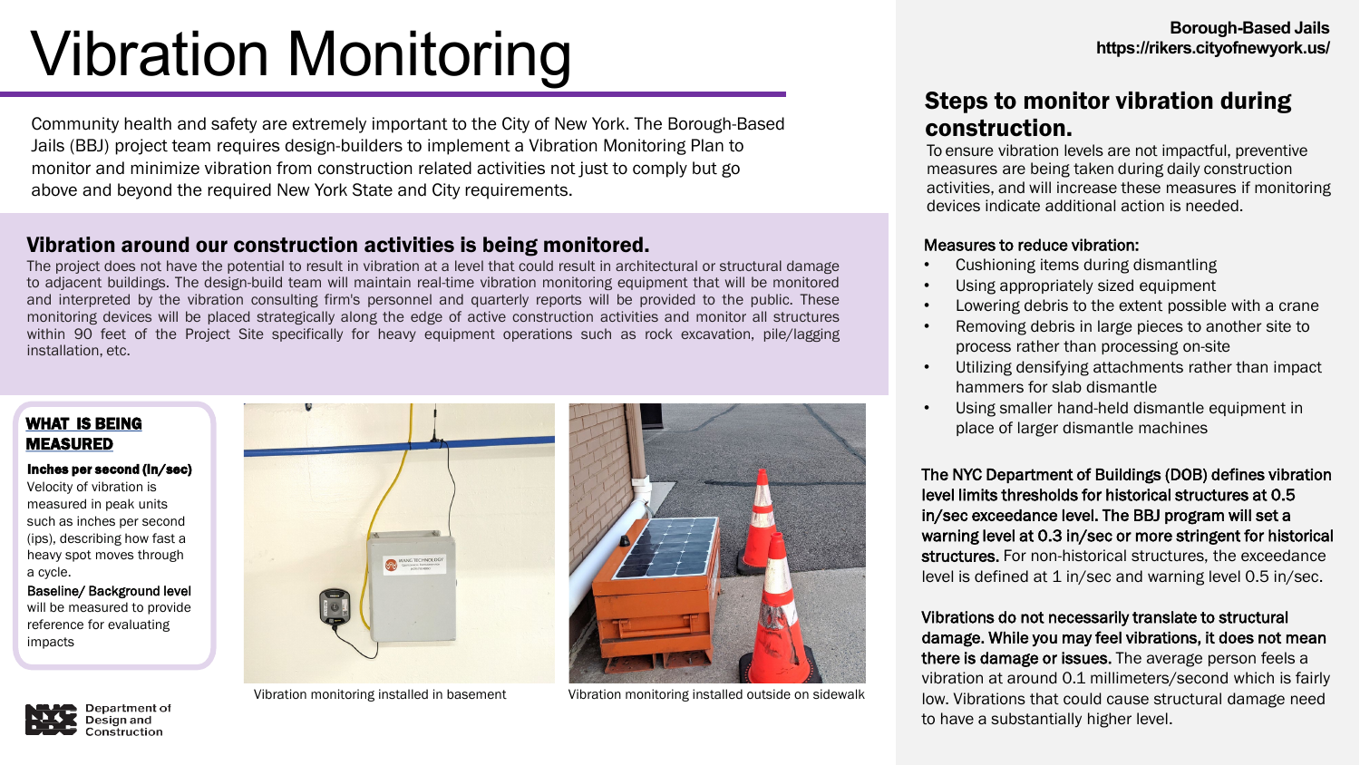# Vibration Monitoring

**Borough-Based Jails**
**https://rikers.cityofnewyork.us/**

Community health and safety are extremely important to the City of New York. The Borough-Based Jails (BBJ) project team requires design-builders to implement a Vibration Monitoring Plan to monitor and minimize vibration from construction related activities not just to comply but go above and beyond the required New York State and City requirements.

## Vibration around our construction activities is being monitored.

The project does not have the potential to result in vibration at a level that could result in architectural or structural damage to adjacent buildings. The design-build team will maintain real-time vibration monitoring equipment that will be monitored and interpreted by the vibration consulting firm's personnel and quarterly reports will be provided to the public. These monitoring devices will be placed strategically along the edge of active construction activities and monitor all structures within 90 feet of the Project Site specifically for heavy equipment operations such as rock excavation, pile/lagging installation, etc.

### WHAT IS BEING MEASURED

**Inches per second (In/sec)**
Velocity of vibration is measured in peak units such as inches per second (ips), describing how fast a heavy spot moves through a cycle.

**Baseline/ Background level** will be measured to provide reference for evaluating impacts

Vibration monitoring installed in basement

Vibration monitoring installed outside on sidewalk

## Steps to monitor vibration during construction.

To ensure vibration levels are not impactful, preventive measures are being taken during daily construction activities, and will increase these measures if monitoring devices indicate additional action is needed.

Measures to reduce vibration:

- Cushioning items during dismantling
- Using appropriately sized equipment
- Lowering debris to the extent possible with a crane
- Removing debris in large pieces to another site to process rather than processing on-site
- Utilizing densifying attachments rather than impact hammers for slab dismantle
- Using smaller hand-held dismantle equipment in place of larger dismantle machines

**The NYC Department of Buildings (DOB) defines vibration level limits thresholds for historical structures at 0.5 in/sec exceedance level. The BBJ program will set a warning level at 0.3 in/sec or more stringent for historical structures.** For non-historical structures, the exceedance level is defined at 1 in/sec and warning level 0.5 in/sec.

**Vibrations do not necessarily translate to structural damage. While you may feel vibrations, it does not mean there is damage or issues.** The average person feels a vibration at around 0.1 millimeters/second which is fairly low. Vibrations that could cause structural damage need to have a substantially higher level.

Department of Design and Construction